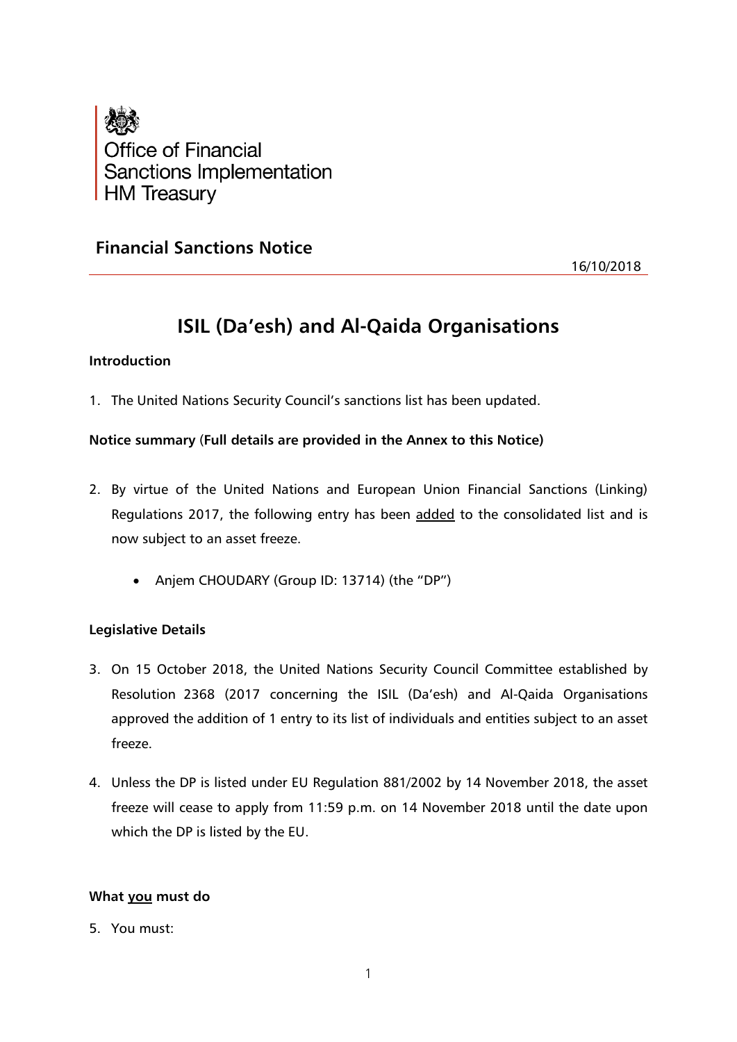Office of Financial Sanctions Implementation
HM Treasury

## Financial Sanctions Notice

16/10/2018

# ISIL (Da'esh) and Al-Qaida Organisations

**Introduction**

1. The United Nations Security Council's sanctions list has been updated.

**Notice summary (Full details are provided in the Annex to this Notice)**

2. By virtue of the United Nations and European Union Financial Sanctions (Linking) Regulations 2017, the following entry has been <u>added</u> to the consolidated list and is now subject to an asset freeze.

   - Anjem CHOUDARY (Group ID: 13714) (the "DP")

**Legislative Details**

3. On 15 October 2018, the United Nations Security Council Committee established by Resolution 2368 (2017 concerning the ISIL (Da'esh) and Al-Qaida Organisations approved the addition of 1 entry to its list of individuals and entities subject to an asset freeze.

4. Unless the DP is listed under EU Regulation 881/2002 by 14 November 2018, the asset freeze will cease to apply from 11:59 p.m. on 14 November 2018 until the date upon which the DP is listed by the EU.

**What <u>you</u> must do**

5. You must: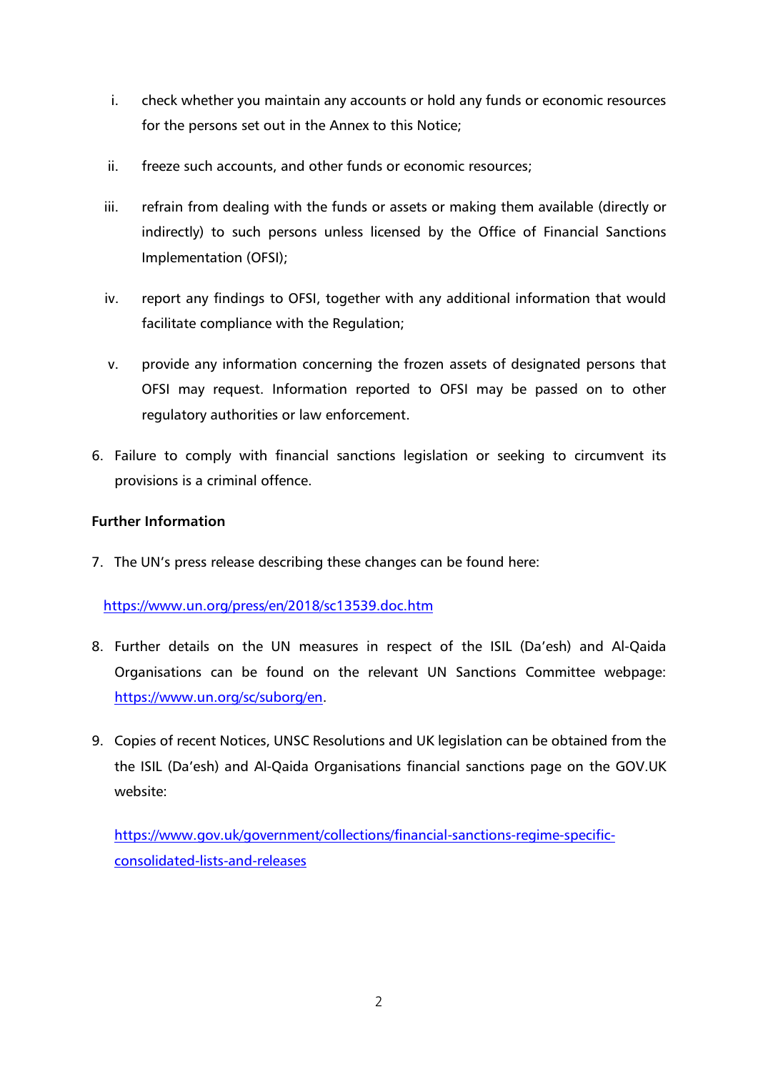i. check whether you maintain any accounts or hold any funds or economic resources for the persons set out in the Annex to this Notice;

ii. freeze such accounts, and other funds or economic resources;

iii. refrain from dealing with the funds or assets or making them available (directly or indirectly) to such persons unless licensed by the Office of Financial Sanctions Implementation (OFSI);

iv. report any findings to OFSI, together with any additional information that would facilitate compliance with the Regulation;

v. provide any information concerning the frozen assets of designated persons that OFSI may request. Information reported to OFSI may be passed on to other regulatory authorities or law enforcement.

6. Failure to comply with financial sanctions legislation or seeking to circumvent its provisions is a criminal offence.

**Further Information**

7. The UN's press release describing these changes can be found here:

   https://www.un.org/press/en/2018/sc13539.doc.htm

8. Further details on the UN measures in respect of the ISIL (Da'esh) and Al-Qaida Organisations can be found on the relevant UN Sanctions Committee webpage: https://www.un.org/sc/suborg/en.

9. Copies of recent Notices, UNSC Resolutions and UK legislation can be obtained from the the ISIL (Da'esh) and Al-Qaida Organisations financial sanctions page on the GOV.UK website:

   https://www.gov.uk/government/collections/financial-sanctions-regime-specific-consolidated-lists-and-releases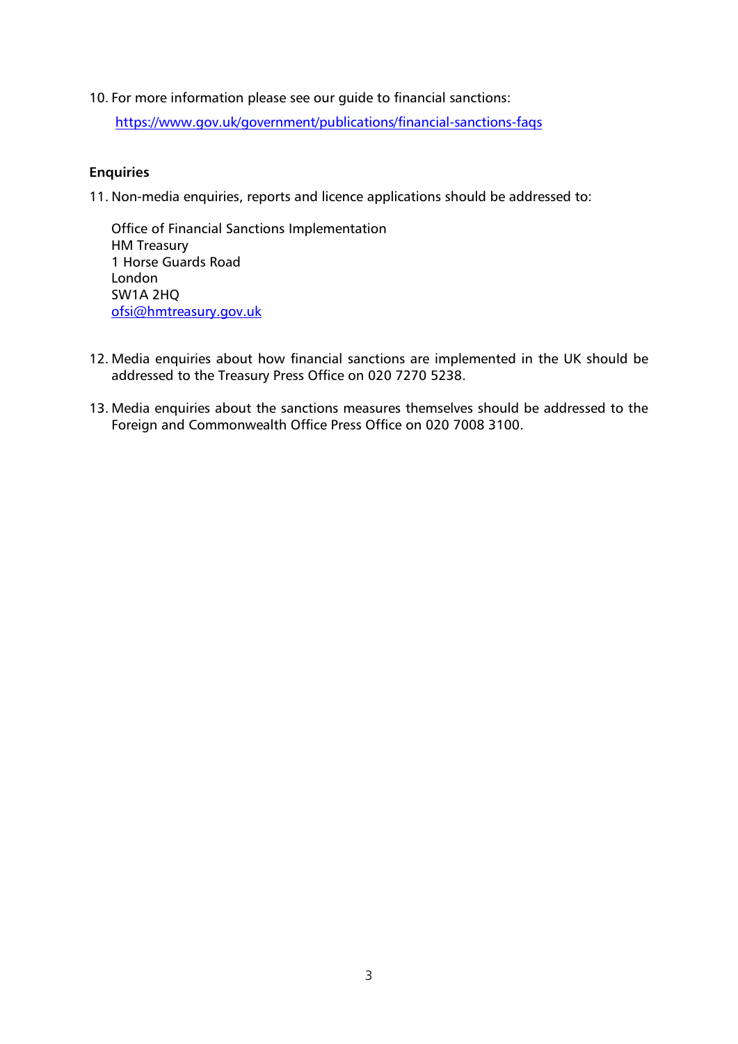10. For more information please see our guide to financial sanctions:

    [https://www.gov.uk/government/publications/financial-sanctions-faqs](https://www.gov.uk/government/publications/financial-sanctions-faqs)

**Enquiries**

11. Non-media enquiries, reports and licence applications should be addressed to:

    Office of Financial Sanctions Implementation
    HM Treasury
    1 Horse Guards Road
    London
    SW1A 2HQ
    [ofsi@hmtreasury.gov.uk](mailto:ofsi@hmtreasury.gov.uk)

12. Media enquiries about how financial sanctions are implemented in the UK should be addressed to the Treasury Press Office on 020 7270 5238.

13. Media enquiries about the sanctions measures themselves should be addressed to the Foreign and Commonwealth Office Press Office on 020 7008 3100.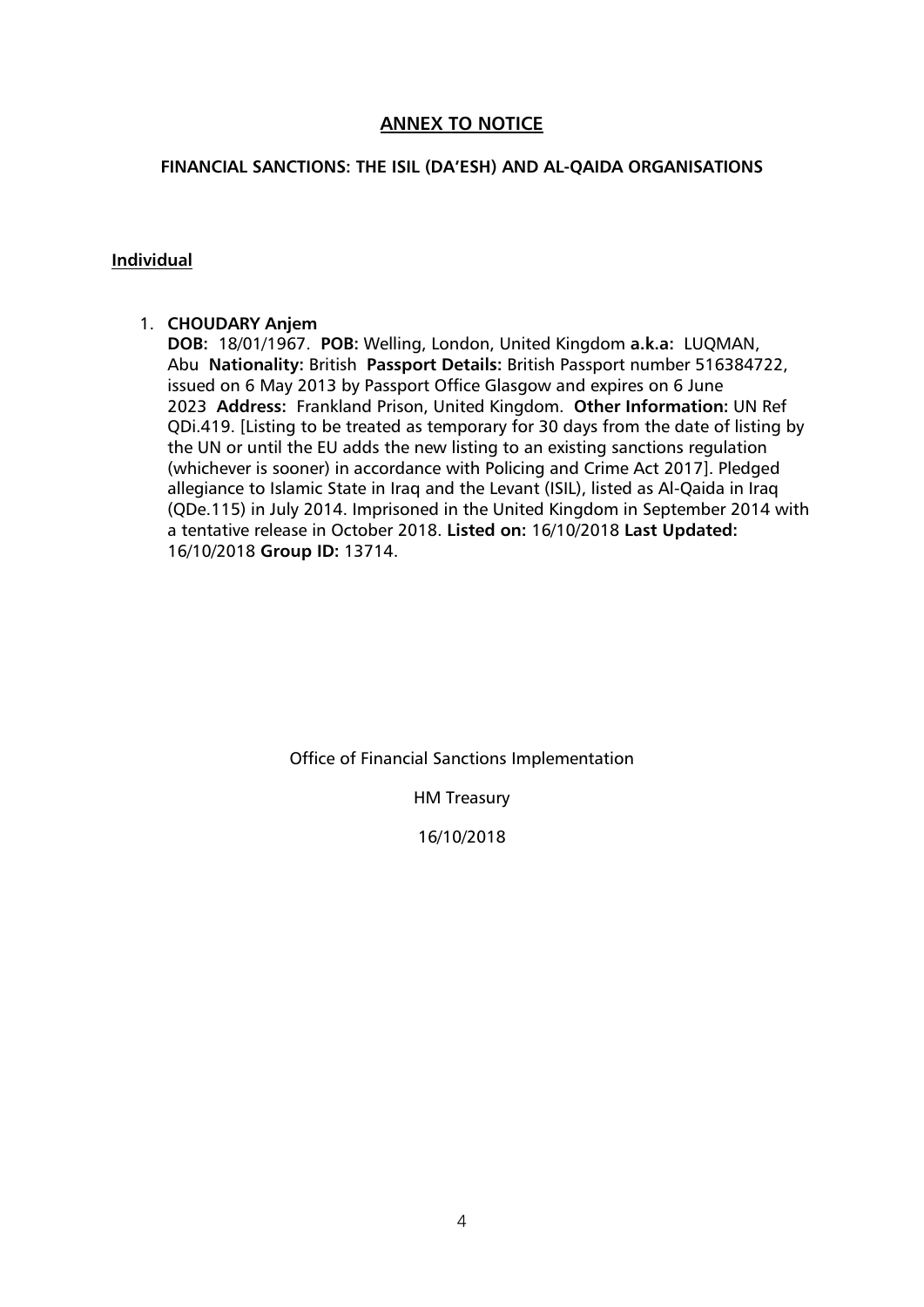## ANNEX TO NOTICE

### FINANCIAL SANCTIONS: THE ISIL (DA'ESH) AND AL-QAIDA ORGANISATIONS

**Individual**

1. **CHOUDARY Anjem**
   **DOB:** 18/01/1967. **POB:** Welling, London, United Kingdom **a.k.a:** LUQMAN, Abu **Nationality:** British **Passport Details:** British Passport number 516384722, issued on 6 May 2013 by Passport Office Glasgow and expires on 6 June 2023 **Address:** Frankland Prison, United Kingdom. **Other Information:** UN Ref QDi.419. [Listing to be treated as temporary for 30 days from the date of listing by the UN or until the EU adds the new listing to an existing sanctions regulation (whichever is sooner) in accordance with Policing and Crime Act 2017]. Pledged allegiance to Islamic State in Iraq and the Levant (ISIL), listed as Al-Qaida in Iraq (QDe.115) in July 2014. Imprisoned in the United Kingdom in September 2014 with a tentative release in October 2018. **Listed on:** 16/10/2018 **Last Updated:** 16/10/2018 **Group ID:** 13714.

Office of Financial Sanctions Implementation

HM Treasury

16/10/2018